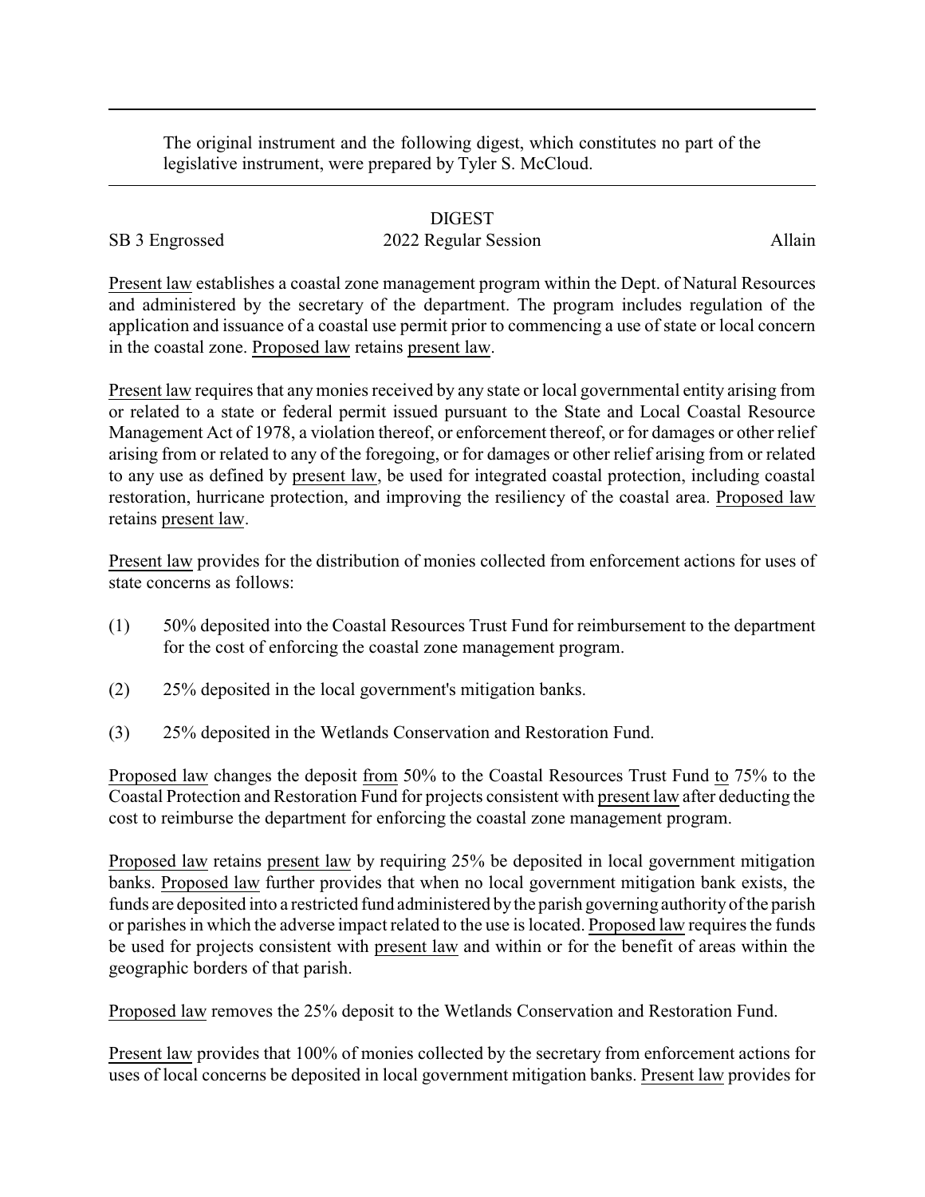The original instrument and the following digest, which constitutes no part of the legislative instrument, were prepared by Tyler S. McCloud.

DIGEST

SB 3 Engrossed | 2022 Regular Session | Allain

Present law establishes a coastal zone management program within the Dept. of Natural Resources and administered by the secretary of the department. The program includes regulation of the application and issuance of a coastal use permit prior to commencing a use of state or local concern in the coastal zone. Proposed law retains present law.

Present law requires that any monies received by any state or local governmental entity arising from or related to a state or federal permit issued pursuant to the State and Local Coastal Resource Management Act of 1978, a violation thereof, or enforcement thereof, or for damages or other relief arising from or related to any of the foregoing, or for damages or other relief arising from or related to any use as defined by present law, be used for integrated coastal protection, including coastal restoration, hurricane protection, and improving the resiliency of the coastal area. Proposed law retains present law.

Present law provides for the distribution of monies collected from enforcement actions for uses of state concerns as follows:

(1) 50% deposited into the Coastal Resources Trust Fund for reimbursement to the department for the cost of enforcing the coastal zone management program.

(2) 25% deposited in the local government's mitigation banks.

(3) 25% deposited in the Wetlands Conservation and Restoration Fund.

Proposed law changes the deposit from 50% to the Coastal Resources Trust Fund to 75% to the Coastal Protection and Restoration Fund for projects consistent with present law after deducting the cost to reimburse the department for enforcing the coastal zone management program.

Proposed law retains present law by requiring 25% be deposited in local government mitigation banks. Proposed law further provides that when no local government mitigation bank exists, the funds are deposited into a restricted fund administered by the parish governing authority of the parish or parishes in which the adverse impact related to the use is located. Proposed law requires the funds be used for projects consistent with present law and within or for the benefit of areas within the geographic borders of that parish.

Proposed law removes the 25% deposit to the Wetlands Conservation and Restoration Fund.

Present law provides that 100% of monies collected by the secretary from enforcement actions for uses of local concerns be deposited in local government mitigation banks. Present law provides for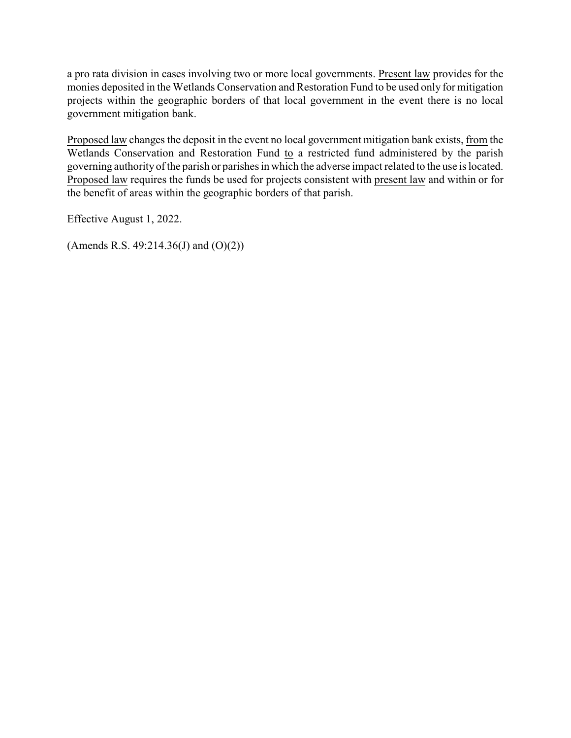a pro rata division in cases involving two or more local governments. Present law provides for the monies deposited in the Wetlands Conservation and Restoration Fund to be used only for mitigation projects within the geographic borders of that local government in the event there is no local government mitigation bank.

Proposed law changes the deposit in the event no local government mitigation bank exists, from the Wetlands Conservation and Restoration Fund to a restricted fund administered by the parish governing authority of the parish or parishes in which the adverse impact related to the use is located. Proposed law requires the funds be used for projects consistent with present law and within or for the benefit of areas within the geographic borders of that parish.

Effective August 1, 2022.

(Amends R.S. 49:214.36(J) and (O)(2))